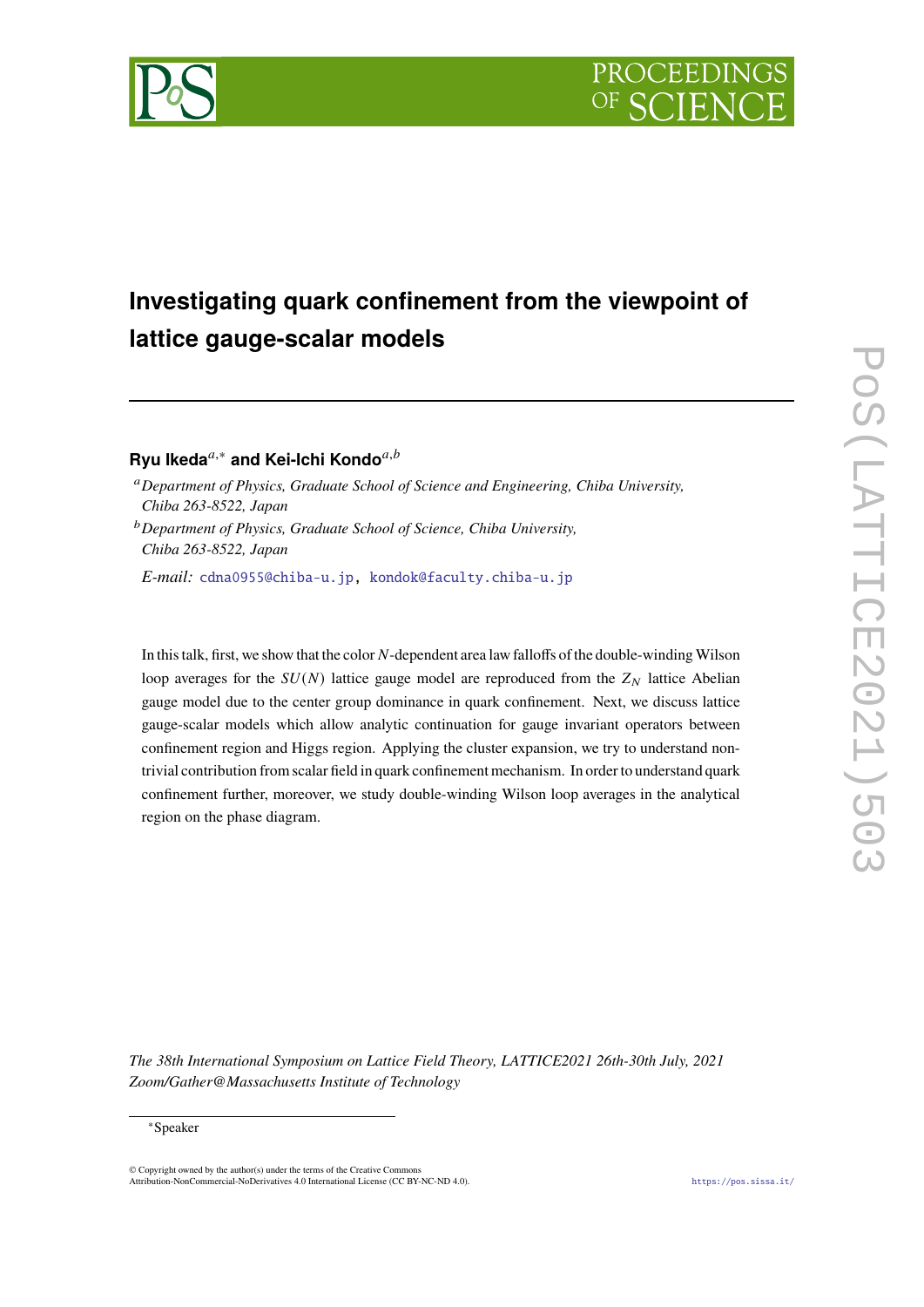# Investigating quark confinement from the viewpoint of lattice gauge-scalar models

**Ryu Ikeda**[a,*] **and Kei-Ichi Kondo**[a,b]

[a] *Department of Physics, Graduate School of Science and Engineering, Chiba University, Chiba 263-8522, Japan*

[b] *Department of Physics, Graduate School of Science, Chiba University, Chiba 263-8522, Japan*

*E-mail:* cdna0955@chiba-u.jp, kondok@faculty.chiba-u.jp

In this talk, first, we show that the color $N$-dependent area law falloffs of the double-winding Wilson loop averages for the $SU(N)$ lattice gauge model are reproduced from the $Z_N$ lattice Abelian gauge model due to the center group dominance in quark confinement. Next, we discuss lattice gauge-scalar models which allow analytic continuation for gauge invariant operators between confinement region and Higgs region. Applying the cluster expansion, we try to understand non-trivial contribution from scalar field in quark confinement mechanism. In order to understand quark confinement further, moreover, we study double-winding Wilson loop averages in the analytical region on the phase diagram.

*The 38th International Symposium on Lattice Field Theory, LATTICE2021 26th-30th July, 2021 Zoom/Gather@Massachusetts Institute of Technology*

[*] Speaker

© Copyright owned by the author(s) under the terms of the Creative Commons Attribution-NonCommercial-NoDerivatives 4.0 International License (CC BY-NC-ND 4.0).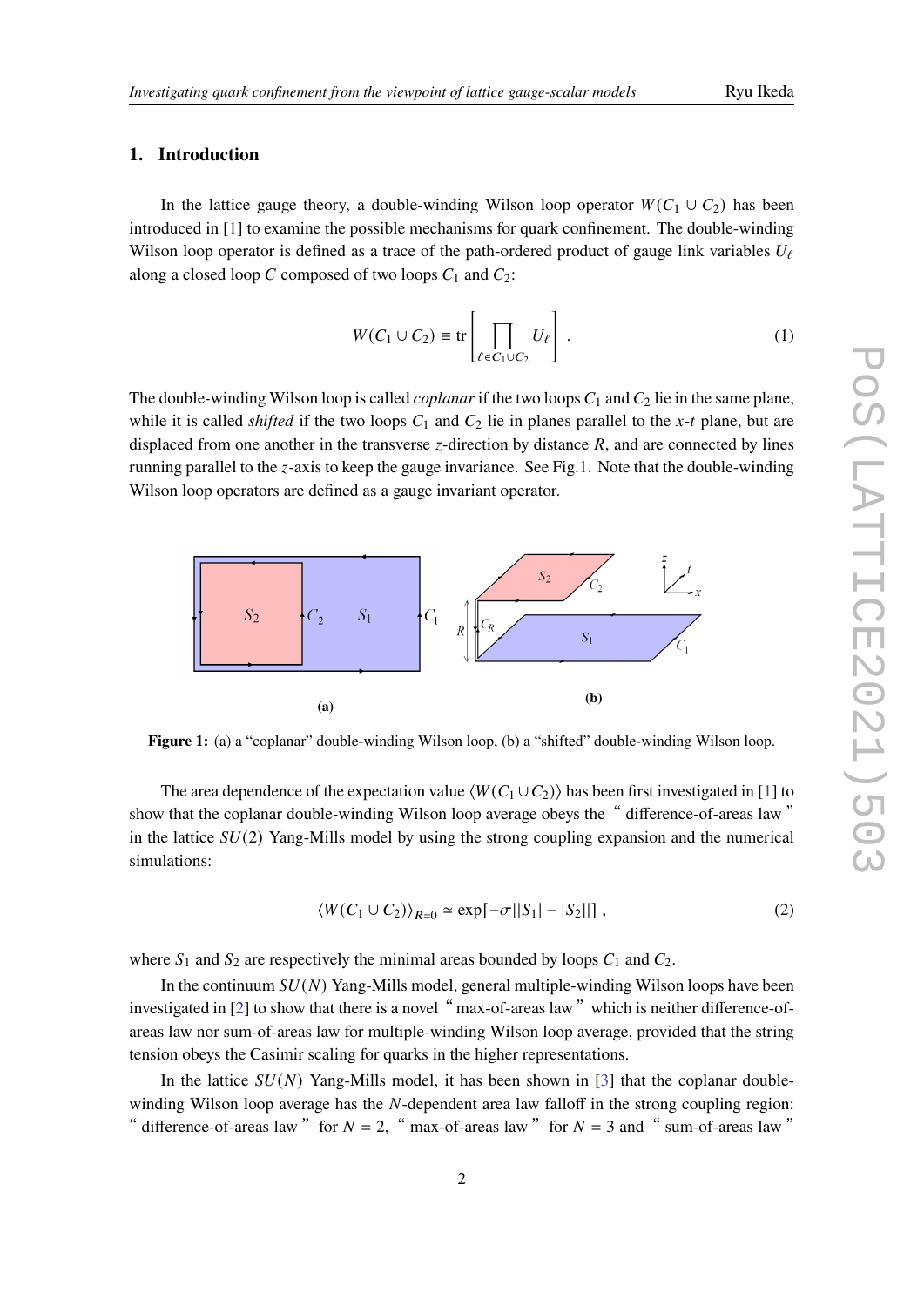## 1. Introduction

In the lattice gauge theory, a double-winding Wilson loop operator $W(C_1 \cup C_2)$ has been introduced in [1] to examine the possible mechanisms for quark confinement. The double-winding Wilson loop operator is defined as a trace of the path-ordered product of gauge link variables $U_\ell$ along a closed loop $C$ composed of two loops $C_1$ and $C_2$:

$$W(C_1 \cup C_2) \equiv \mathrm{tr}\left[\prod_{\ell \in C_1 \cup C_2} U_\ell\right] . \tag{1}$$

The double-winding Wilson loop is called *coplanar* if the two loops $C_1$ and $C_2$ lie in the same plane, while it is called *shifted* if the two loops $C_1$ and $C_2$ lie in planes parallel to the $x$-$t$ plane, but are displaced from one another in the transverse $z$-direction by distance $R$, and are connected by lines running parallel to the $z$-axis to keep the gauge invariance. See Fig.1. Note that the double-winding Wilson loop operators are defined as a gauge invariant operator.

**Figure 1:** (a) a "coplanar" double-winding Wilson loop, (b) a "shifted" double-winding Wilson loop.

The area dependence of the expectation value $\langle W(C_1 \cup C_2)\rangle$ has been first investigated in [1] to show that the coplanar double-winding Wilson loop average obeys the "difference-of-areas law" in the lattice $SU(2)$ Yang-Mills model by using the strong coupling expansion and the numerical simulations:

$$\langle W(C_1 \cup C_2)\rangle_{R=0} \simeq \exp[-\sigma||S_1| - |S_2||] , \tag{2}$$

where $S_1$ and $S_2$ are respectively the minimal areas bounded by loops $C_1$ and $C_2$.

In the continuum $SU(N)$ Yang-Mills model, general multiple-winding Wilson loops have been investigated in [2] to show that there is a novel "max-of-areas law" which is neither difference-of-areas law nor sum-of-areas law for multiple-winding Wilson loop average, provided that the string tension obeys the Casimir scaling for quarks in the higher representations.

In the lattice $SU(N)$ Yang-Mills model, it has been shown in [3] that the coplanar double-winding Wilson loop average has the $N$-dependent area law falloff in the strong coupling region: "difference-of-areas law" for $N = 2$, "max-of-areas law" for $N = 3$ and "sum-of-areas law"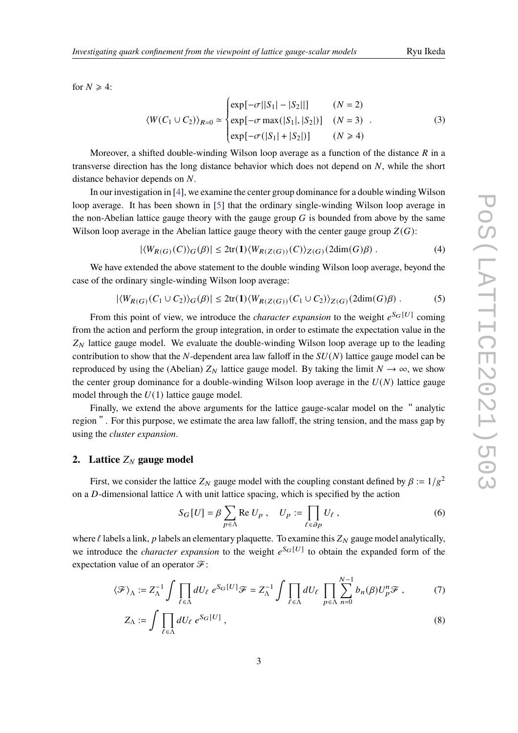for $N \geqslant 4$:

$$
\langle W(C_1 \cup C_2) \rangle_{R=0} \simeq \begin{cases} \exp[-\sigma ||S_1| - |S_2||] & (N=2) \\ \exp[-\sigma \max(|S_1|, |S_2|)] & (N=3) \\ \exp[-\sigma(|S_1| + |S_2|)] & (N \geqslant 4) \end{cases} . \tag{3}
$$

Moreover, a shifted double-winding Wilson loop average as a function of the distance $R$ in a transverse direction has the long distance behavior which does not depend on $N$, while the short distance behavior depends on $N$.

In our investigation in [4], we examine the center group dominance for a double winding Wilson loop average. It has been shown in [5] that the ordinary single-winding Wilson loop average in the non-Abelian lattice gauge theory with the gauge group $G$ is bounded from above by the same Wilson loop average in the Abelian lattice gauge theory with the center gauge group $Z(G)$:

$$
|\langle W_{R(G)}(C) \rangle_G(\beta)| \leq 2\mathrm{tr}(\mathbf{1}) \langle W_{R(Z(G))}(C) \rangle_{Z(G)}(2\mathrm{dim}(G)\beta) . \tag{4}
$$

We have extended the above statement to the double winding Wilson loop average, beyond the case of the ordinary single-winding Wilson loop average:

$$
|\langle W_{R(G)}(C_1 \cup C_2) \rangle_G(\beta)| \leq 2\mathrm{tr}(\mathbf{1}) \langle W_{R(Z(G))}(C_1 \cup C_2) \rangle_{Z(G)}(2\mathrm{dim}(G)\beta) . \tag{5}
$$

From this point of view, we introduce the *character expansion* to the weight $e^{S_G[U]}$ coming from the action and perform the group integration, in order to estimate the expectation value in the $Z_N$ lattice gauge model. We evaluate the double-winding Wilson loop average up to the leading contribution to show that the $N$-dependent area law falloff in the $SU(N)$ lattice gauge model can be reproduced by using the (Abelian) $Z_N$ lattice gauge model. By taking the limit $N \to \infty$, we show the center group dominance for a double-winding Wilson loop average in the $U(N)$ lattice gauge model through the $U(1)$ lattice gauge model.

Finally, we extend the above arguments for the lattice gauge-scalar model on the " analytic region ". For this purpose, we estimate the area law falloff, the string tension, and the mass gap by using the *cluster expansion*.

## 2. Lattice $Z_N$ gauge model

First, we consider the lattice $Z_N$ gauge model with the coupling constant defined by $\beta := 1/g^2$ on a $D$-dimensional lattice $\Lambda$ with unit lattice spacing, which is specified by the action

$$
S_G[U] = \beta \sum_{p \in \Lambda} \mathrm{Re}\, U_p , \quad U_p := \prod_{\ell \in \partial p} U_\ell , \tag{6}
$$

where $\ell$ labels a link, $p$ labels an elementary plaquette. To examine this $Z_N$ gauge model analytically, we introduce the *character expansion* to the weight $e^{S_G[U]}$ to obtain the expanded form of the expectation value of an operator $\mathscr{F}$:

$$
\langle \mathscr{F} \rangle_\Lambda := Z_\Lambda^{-1} \int \prod_{\ell \in \Lambda} dU_\ell \; e^{S_G[U]} \mathscr{F} = Z_\Lambda^{-1} \int \prod_{\ell \in \Lambda} dU_\ell \prod_{p \in \Lambda} \sum_{n=0}^{N-1} b_n(\beta) U_p^n \mathscr{F} , \tag{7}
$$

$$
Z_\Lambda := \int \prod_{\ell \in \Lambda} dU_\ell \; e^{S_G[U]} , \tag{8}
$$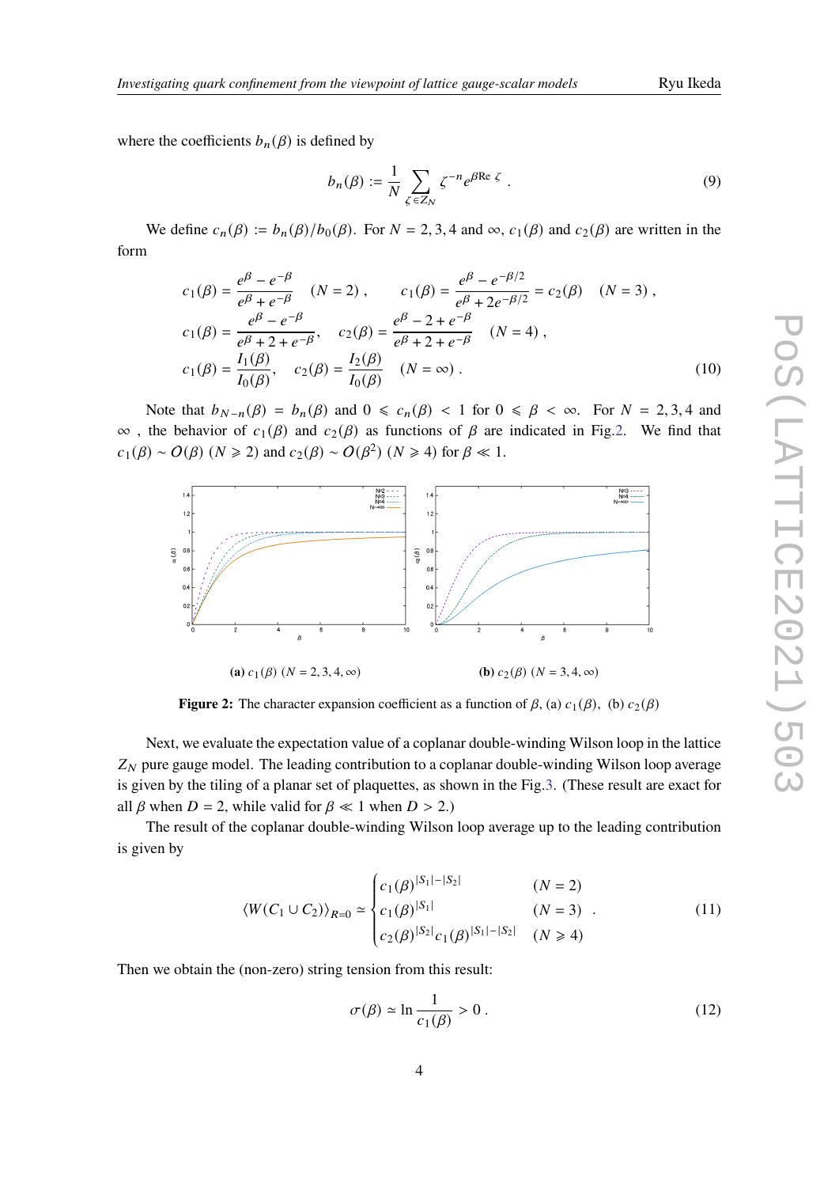where the coefficients $b_n(\beta)$ is defined by

$$b_n(\beta) := \frac{1}{N} \sum_{\zeta \in Z_N} \zeta^{-n} e^{\beta \mathrm{Re}\, \zeta} . \tag{9}$$

We define $c_n(\beta) := b_n(\beta)/b_0(\beta)$. For $N = 2, 3, 4$ and $\infty$, $c_1(\beta)$ and $c_2(\beta)$ are written in the form

$$\begin{aligned}
c_1(\beta) &= \frac{e^{\beta} - e^{-\beta}}{e^{\beta} + e^{-\beta}} \quad (N = 2) , \qquad c_1(\beta) = \frac{e^{\beta} - e^{-\beta/2}}{e^{\beta} + 2e^{-\beta/2}} = c_2(\beta) \quad (N = 3) , \\
c_1(\beta) &= \frac{e^{\beta} - e^{-\beta}}{e^{\beta} + 2 + e^{-\beta}}, \quad c_2(\beta) = \frac{e^{\beta} - 2 + e^{-\beta}}{e^{\beta} + 2 + e^{-\beta}} \quad (N = 4) , \\
c_1(\beta) &= \frac{I_1(\beta)}{I_0(\beta)}, \quad c_2(\beta) = \frac{I_2(\beta)}{I_0(\beta)} \quad (N = \infty) .
\end{aligned} \tag{10}$$

Note that $b_{N-n}(\beta) = b_n(\beta)$ and $0 \leqslant c_n(\beta) < 1$ for $0 \leqslant \beta < \infty$. For $N = 2, 3, 4$ and $\infty$ , the behavior of $c_1(\beta)$ and $c_2(\beta)$ as functions of $\beta$ are indicated in Fig.2. We find that $c_1(\beta) \sim O(\beta)$ $(N \geqslant 2)$ and $c_2(\beta) \sim O(\beta^2)$ $(N \geqslant 4)$ for $\beta \ll 1$.

**(a)** $c_1(\beta)$ $(N = 2, 3, 4, \infty)$ **(b)** $c_2(\beta)$ $(N = 3, 4, \infty)$

**Figure 2:** The character expansion coefficient as a function of $\beta$, (a) $c_1(\beta)$, (b) $c_2(\beta)$

Next, we evaluate the expectation value of a coplanar double-winding Wilson loop in the lattice $Z_N$ pure gauge model. The leading contribution to a coplanar double-winding Wilson loop average is given by the tiling of a planar set of plaquettes, as shown in the Fig.3. (These result are exact for all $\beta$ when $D = 2$, while valid for $\beta \ll 1$ when $D > 2$.)

The result of the coplanar double-winding Wilson loop average up to the leading contribution is given by

$$\langle W(C_1 \cup C_2) \rangle_{R=0} \simeq \begin{cases} c_1(\beta)^{|S_1| - |S_2|} & (N = 2) \\ c_1(\beta)^{|S_1|} & (N = 3) \\ c_2(\beta)^{|S_2|} c_1(\beta)^{|S_1| - |S_2|} & (N \geqslant 4) \end{cases} . \tag{11}$$

Then we obtain the (non-zero) string tension from this result:

$$\sigma(\beta) \simeq \ln \frac{1}{c_1(\beta)} > 0 . \tag{12}$$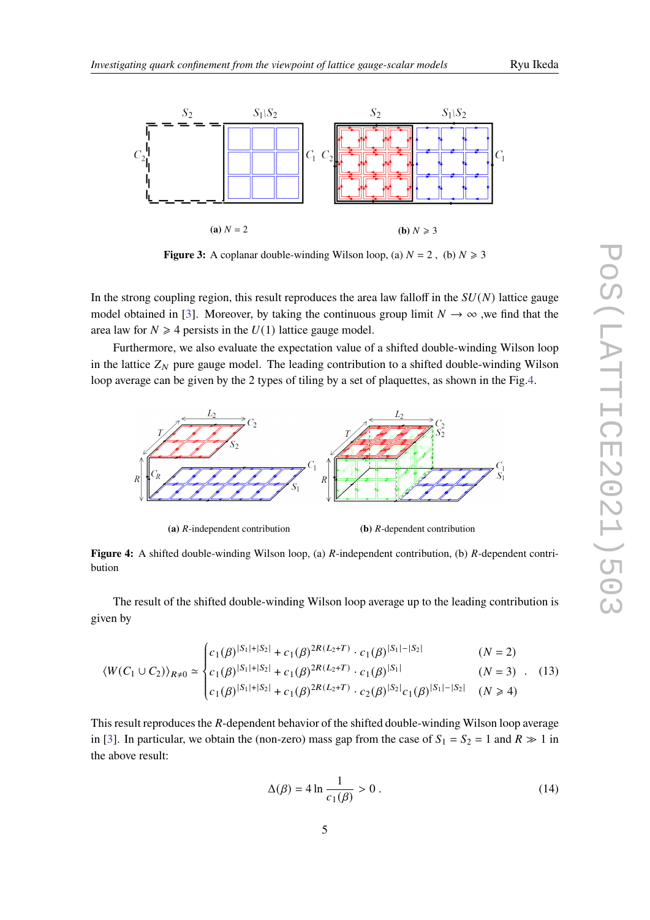(a) $N=2$

(b) $N \geqslant 3$

**Figure 3:** A coplanar double-winding Wilson loop, (a) $N = 2$ , (b) $N \geqslant 3$

In the strong coupling region, this result reproduces the area law falloff in the $SU(N)$ lattice gauge model obtained in [3]. Moreover, by taking the continuous group limit $N \to \infty$ ,we find that the area law for $N \geqslant 4$ persists in the $U(1)$ lattice gauge model.

Furthermore, we also evaluate the expectation value of a shifted double-winding Wilson loop in the lattice $Z_N$ pure gauge model. The leading contribution to a shifted double-winding Wilson loop average can be given by the 2 types of tiling by a set of plaquettes, as shown in the Fig.4.

(a) $R$-independent contribution

(b) $R$-dependent contribution

**Figure 4:** A shifted double-winding Wilson loop, (a) $R$-independent contribution, (b) $R$-dependent contribution

The result of the shifted double-winding Wilson loop average up to the leading contribution is given by

$$\langle W(C_1 \cup C_2)\rangle_{R\neq 0} \simeq \begin{cases} c_1(\beta)^{|S_1|+|S_2|} + c_1(\beta)^{2R(L_2+T)} \cdot c_1(\beta)^{|S_1|-|S_2|} & (N=2) \\ c_1(\beta)^{|S_1|+|S_2|} + c_1(\beta)^{2R(L_2+T)} \cdot c_1(\beta)^{|S_1|} & (N=3) \\ c_1(\beta)^{|S_1|+|S_2|} + c_1(\beta)^{2R(L_2+T)} \cdot c_2(\beta)^{|S_2|} c_1(\beta)^{|S_1|-|S_2|} & (N \geqslant 4) \end{cases} . \tag{13}$$

This result reproduces the $R$-dependent behavior of the shifted double-winding Wilson loop average in [3]. In particular, we obtain the (non-zero) mass gap from the case of $S_1 = S_2 = 1$ and $R \gg 1$ in the above result:

$$\Delta(\beta) = 4 \ln \frac{1}{c_1(\beta)} > 0 \, . \tag{14}$$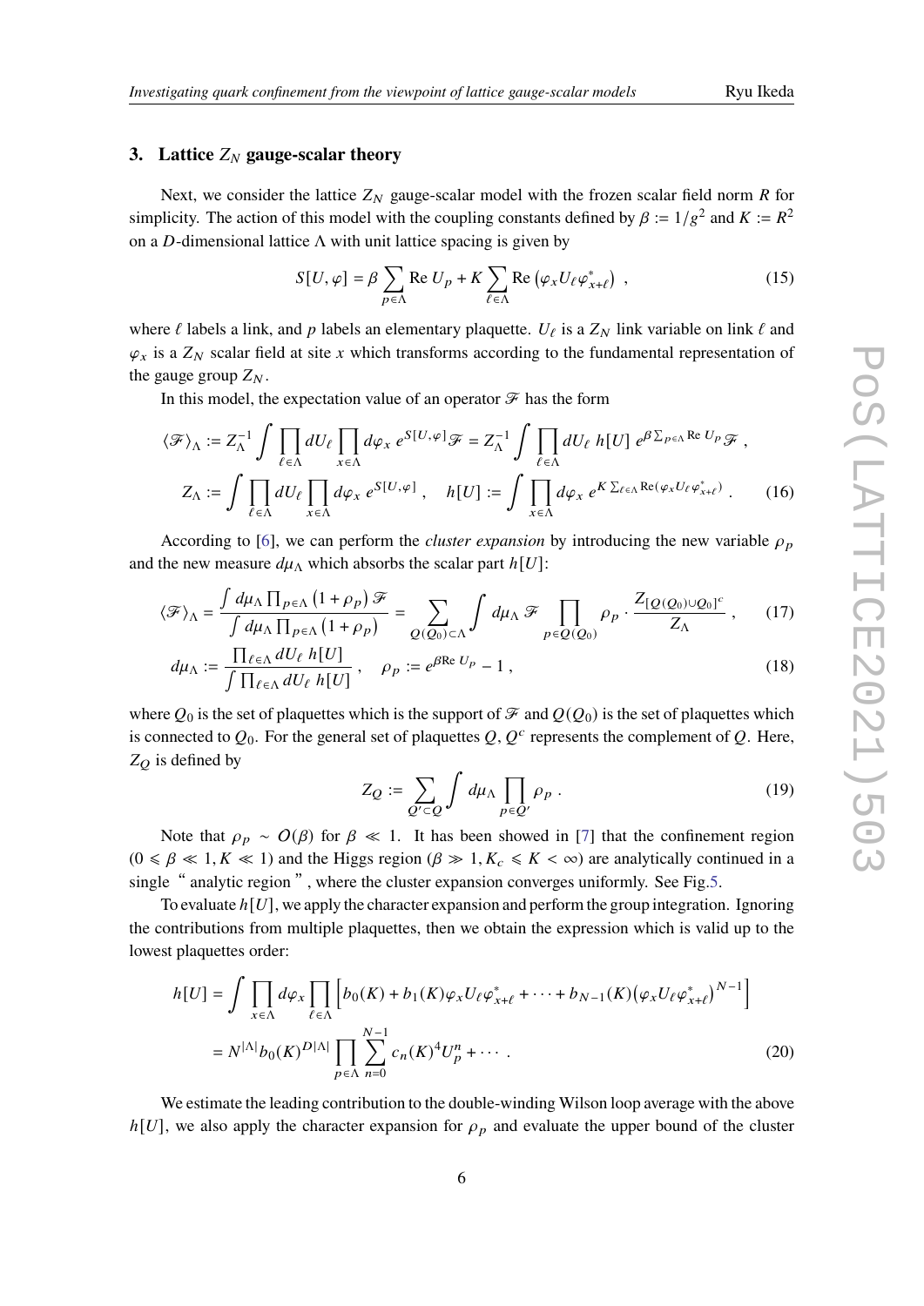## 3. Lattice $Z_N$ gauge-scalar theory

Next, we consider the lattice $Z_N$ gauge-scalar model with the frozen scalar field norm $R$ for simplicity. The action of this model with the coupling constants defined by $\beta := 1/g^2$ and $K := R^2$ on a $D$-dimensional lattice $\Lambda$ with unit lattice spacing is given by

$$S[U,\varphi] = \beta \sum_{p\in\Lambda} \mathrm{Re}\, U_p + K \sum_{\ell\in\Lambda} \mathrm{Re}\left(\varphi_x U_\ell \varphi^*_{x+\ell}\right) \,, \tag{15}$$

where $\ell$ labels a link, and $p$ labels an elementary plaquette. $U_\ell$ is a $Z_N$ link variable on link $\ell$ and $\varphi_x$ is a $Z_N$ scalar field at site $x$ which transforms according to the fundamental representation of the gauge group $Z_N$.

In this model, the expectation value of an operator $\mathscr{F}$ has the form

$$\begin{aligned}
\langle \mathscr{F} \rangle_\Lambda &:= Z_\Lambda^{-1} \int \prod_{\ell\in\Lambda} dU_\ell \prod_{x\in\Lambda} d\varphi_x\, e^{S[U,\varphi]} \mathscr{F} = Z_\Lambda^{-1} \int \prod_{\ell\in\Lambda} dU_\ell\, h[U]\, e^{\beta \sum_{p\in\Lambda} \mathrm{Re}\, U_p} \mathscr{F} \,, \\
Z_\Lambda &:= \int \prod_{\ell\in\Lambda} dU_\ell \prod_{x\in\Lambda} d\varphi_x\, e^{S[U,\varphi]} \,, \quad h[U] := \int \prod_{x\in\Lambda} d\varphi_x\, e^{K \sum_{\ell\in\Lambda} \mathrm{Re}(\varphi_x U_\ell \varphi^*_{x+\ell})} \,.
\end{aligned} \tag{16}$$

According to [6], we can perform the *cluster expansion* by introducing the new variable $\rho_p$ and the new measure $d\mu_\Lambda$ which absorbs the scalar part $h[U]$:

$$\langle \mathscr{F} \rangle_\Lambda = \frac{\int d\mu_\Lambda \prod_{p\in\Lambda}(1+\rho_p)\,\mathscr{F}}{\int d\mu_\Lambda \prod_{p\in\Lambda}(1+\rho_p)} = \sum_{Q(Q_0)\subset\Lambda} \int d\mu_\Lambda\, \mathscr{F} \prod_{p\in Q(Q_0)} \rho_p \cdot \frac{Z_{[Q(Q_0)\cup Q_0]^c}}{Z_\Lambda} \,, \tag{17}$$

$$d\mu_\Lambda := \frac{\prod_{\ell\in\Lambda} dU_\ell\, h[U]}{\int \prod_{\ell\in\Lambda} dU_\ell\, h[U]} \,, \quad \rho_p := e^{\beta \mathrm{Re}\, U_p} - 1 \,, \tag{18}$$

where $Q_0$ is the set of plaquettes which is the support of $\mathscr{F}$ and $Q(Q_0)$ is the set of plaquettes which is connected to $Q_0$. For the general set of plaquettes $Q$, $Q^c$ represents the complement of $Q$. Here, $Z_Q$ is defined by

$$Z_Q := \sum_{Q'\subset Q} \int d\mu_\Lambda \prod_{p\in Q'} \rho_p \,. \tag{19}$$

Note that $\rho_p \sim O(\beta)$ for $\beta \ll 1$. It has been showed in [7] that the confinement region ($0 \leqslant \beta \ll 1, K \ll 1$) and the Higgs region ($\beta \gg 1, K_c \leqslant K < \infty$) are analytically continued in a single " analytic region ", where the cluster expansion converges uniformly. See Fig.5.

To evaluate $h[U]$, we apply the character expansion and perform the group integration. Ignoring the contributions from multiple plaquettes, then we obtain the expression which is valid up to the lowest plaquettes order:

$$\begin{aligned}
h[U] &= \int \prod_{x\in\Lambda} d\varphi_x \prod_{\ell\in\Lambda} \left[ b_0(K) + b_1(K)\varphi_x U_\ell \varphi^*_{x+\ell} + \cdots + b_{N-1}(K)\left(\varphi_x U_\ell \varphi^*_{x+\ell}\right)^{N-1} \right] \\
&= N^{|\Lambda|} b_0(K)^{D|\Lambda|} \prod_{p\in\Lambda} \sum_{n=0}^{N-1} c_n(K)^4 U_p^n + \cdots \,.
\end{aligned} \tag{20}$$

We estimate the leading contribution to the double-winding Wilson loop average with the above $h[U]$, we also apply the character expansion for $\rho_p$ and evaluate the upper bound of the cluster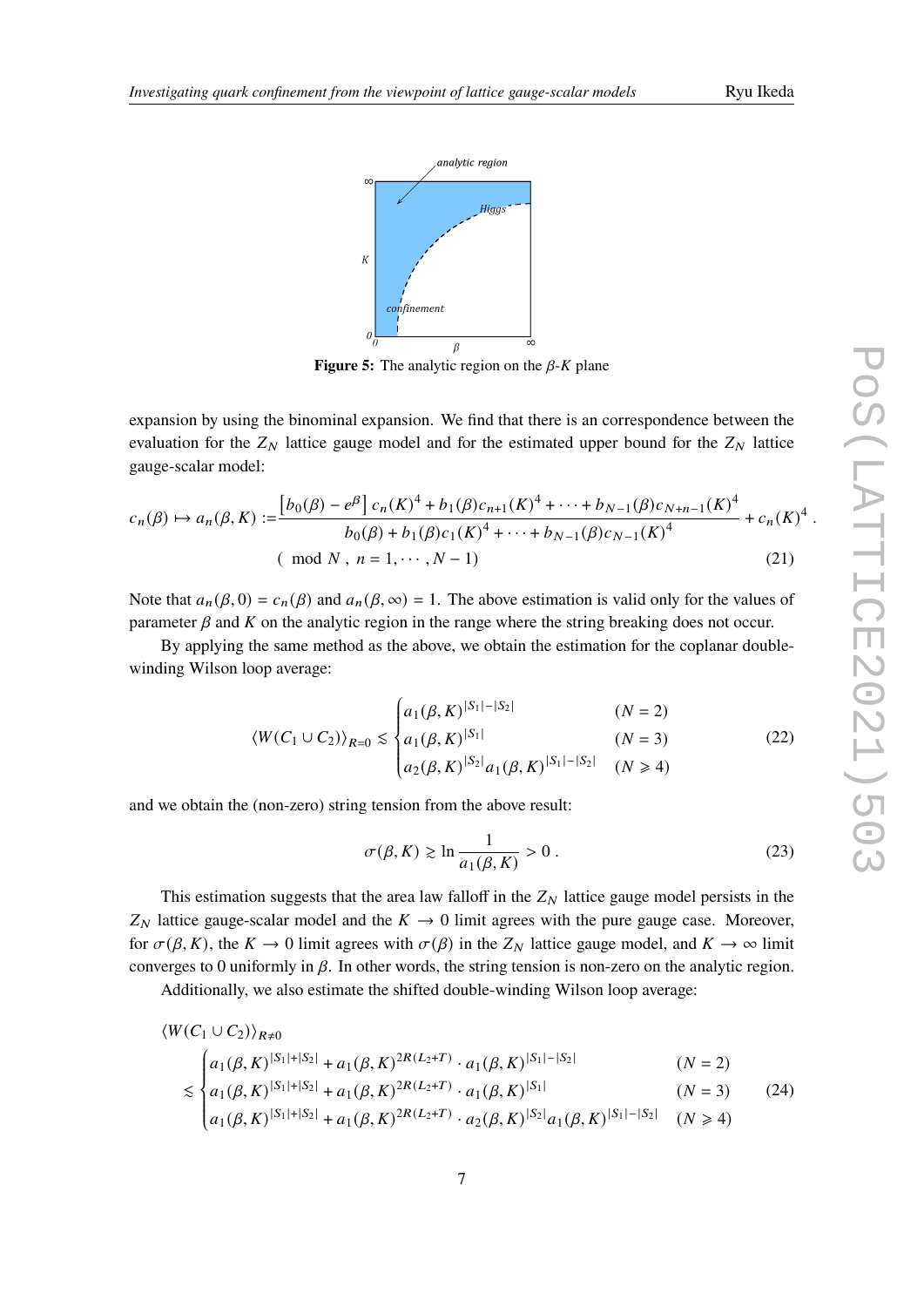Figure 5: The analytic region on the $\beta$-$K$ plane

expansion by using the binominal expansion. We find that there is an correspondence between the evaluation for the $Z_N$ lattice gauge model and for the estimated upper bound for the $Z_N$ lattice gauge-scalar model:

$$c_n(\beta) \mapsto a_n(\beta, K) := \frac{\left[b_0(\beta) - e^{\beta}\right] c_n(K)^4 + b_1(\beta) c_{n+1}(K)^4 + \cdots + b_{N-1}(\beta) c_{N+n-1}(K)^4}{b_0(\beta) + b_1(\beta) c_1(K)^4 + \cdots + b_{N-1}(\beta) c_{N-1}(K)^4} + c_n(K)^4 \, .$$
$$(\bmod N \, , \; n = 1, \cdots, N-1) \tag{21}$$

Note that $a_n(\beta, 0) = c_n(\beta)$ and $a_n(\beta, \infty) = 1$. The above estimation is valid only for the values of parameter $\beta$ and $K$ on the analytic region in the range where the string breaking does not occur.

By applying the same method as the above, we obtain the estimation for the coplanar double-winding Wilson loop average:

$$\langle W(C_1 \cup C_2) \rangle_{R=0} \lesssim \begin{cases} a_1(\beta, K)^{|S_1| - |S_2|} & (N = 2) \\ a_1(\beta, K)^{|S_1|} & (N = 3) \\ a_2(\beta, K)^{|S_2|} a_1(\beta, K)^{|S_1| - |S_2|} & (N \geqslant 4) \end{cases} \tag{22}$$

and we obtain the (non-zero) string tension from the above result:

$$\sigma(\beta, K) \gtrsim \ln \frac{1}{a_1(\beta, K)} > 0 \, . \tag{23}$$

This estimation suggests that the area law falloff in the $Z_N$ lattice gauge model persists in the $Z_N$ lattice gauge-scalar model and the $K \to 0$ limit agrees with the pure gauge case. Moreover, for $\sigma(\beta, K)$, the $K \to 0$ limit agrees with $\sigma(\beta)$ in the $Z_N$ lattice gauge model, and $K \to \infty$ limit converges to 0 uniformly in $\beta$. In other words, the string tension is non-zero on the analytic region.

Additionally, we also estimate the shifted double-winding Wilson loop average:

$$\langle W(C_1 \cup C_2) \rangle_{R \neq 0}$$
$$\lesssim \begin{cases} a_1(\beta, K)^{|S_1| + |S_2|} + a_1(\beta, K)^{2R(L_2 + T)} \cdot a_1(\beta, K)^{|S_1| - |S_2|} & (N = 2) \\ a_1(\beta, K)^{|S_1| + |S_2|} + a_1(\beta, K)^{2R(L_2 + T)} \cdot a_1(\beta, K)^{|S_1|} & (N = 3) \\ a_1(\beta, K)^{|S_1| + |S_2|} + a_1(\beta, K)^{2R(L_2 + T)} \cdot a_2(\beta, K)^{|S_2|} a_1(\beta, K)^{|S_1| - |S_2|} & (N \geqslant 4) \end{cases} \tag{24}$$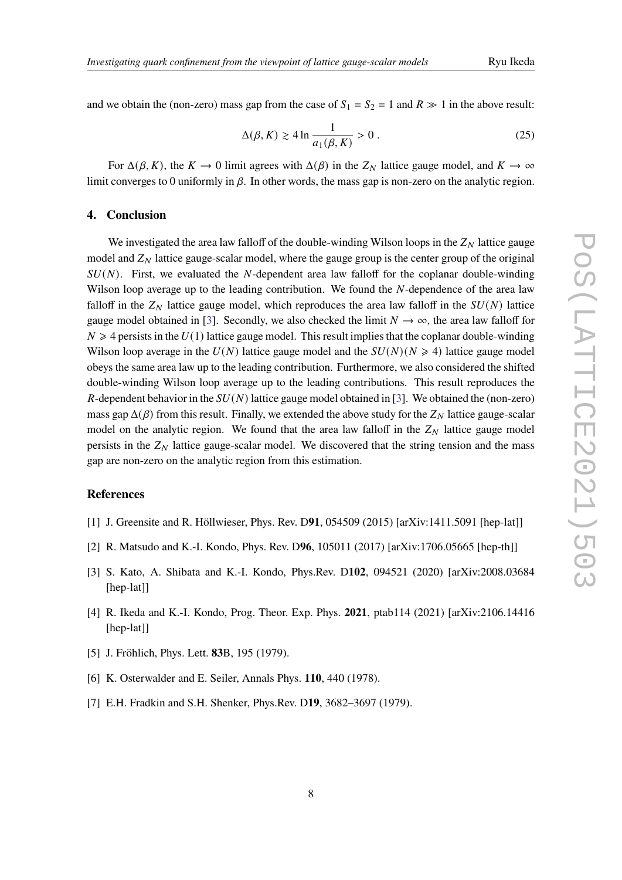and we obtain the (non-zero) mass gap from the case of $S_1 = S_2 = 1$ and $R \gg 1$ in the above result:

$$\Delta(\beta, K) \gtrsim 4 \ln \frac{1}{a_1(\beta, K)} > 0 \,. \tag{25}$$

For $\Delta(\beta, K)$, the $K \to 0$ limit agrees with $\Delta(\beta)$ in the $Z_N$ lattice gauge model, and $K \to \infty$ limit converges to 0 uniformly in $\beta$. In other words, the mass gap is non-zero on the analytic region.

## 4. Conclusion

We investigated the area law falloff of the double-winding Wilson loops in the $Z_N$ lattice gauge model and $Z_N$ lattice gauge-scalar model, where the gauge group is the center group of the original $SU(N)$. First, we evaluated the $N$-dependent area law falloff for the coplanar double-winding Wilson loop average up to the leading contribution. We found the $N$-dependence of the area law falloff in the $Z_N$ lattice gauge model, which reproduces the area law falloff in the $SU(N)$ lattice gauge model obtained in [3]. Secondly, we also checked the limit $N \to \infty$, the area law falloff for $N \geqslant 4$ persists in the $U(1)$ lattice gauge model. This result implies that the coplanar double-winding Wilson loop average in the $U(N)$ lattice gauge model and the $SU(N) (N \geqslant 4)$ lattice gauge model obeys the same area law up to the leading contribution. Furthermore, we also considered the shifted double-winding Wilson loop average up to the leading contributions. This result reproduces the $R$-dependent behavior in the $SU(N)$ lattice gauge model obtained in [3]. We obtained the (non-zero) mass gap $\Delta(\beta)$ from this result. Finally, we extended the above study for the $Z_N$ lattice gauge-scalar model on the analytic region. We found that the area law falloff in the $Z_N$ lattice gauge model persists in the $Z_N$ lattice gauge-scalar model. We discovered that the string tension and the mass gap are non-zero on the analytic region from this estimation.

## References

[1] J. Greensite and R. Höllwieser, Phys. Rev. D**91**, 054509 (2015) [arXiv:1411.5091 [hep-lat]]

[2] R. Matsudo and K.-I. Kondo, Phys. Rev. D**96**, 105011 (2017) [arXiv:1706.05665 [hep-th]]

[3] S. Kato, A. Shibata and K.-I. Kondo, Phys.Rev. D**102**, 094521 (2020) [arXiv:2008.03684 [hep-lat]]

[4] R. Ikeda and K.-I. Kondo, Prog. Theor. Exp. Phys. **2021**, ptab114 (2021) [arXiv:2106.14416 [hep-lat]]

[5] J. Fröhlich, Phys. Lett. **83**B, 195 (1979).

[6] K. Osterwalder and E. Seiler, Annals Phys. **110**, 440 (1978).

[7] E.H. Fradkin and S.H. Shenker, Phys.Rev. D**19**, 3682–3697 (1979).